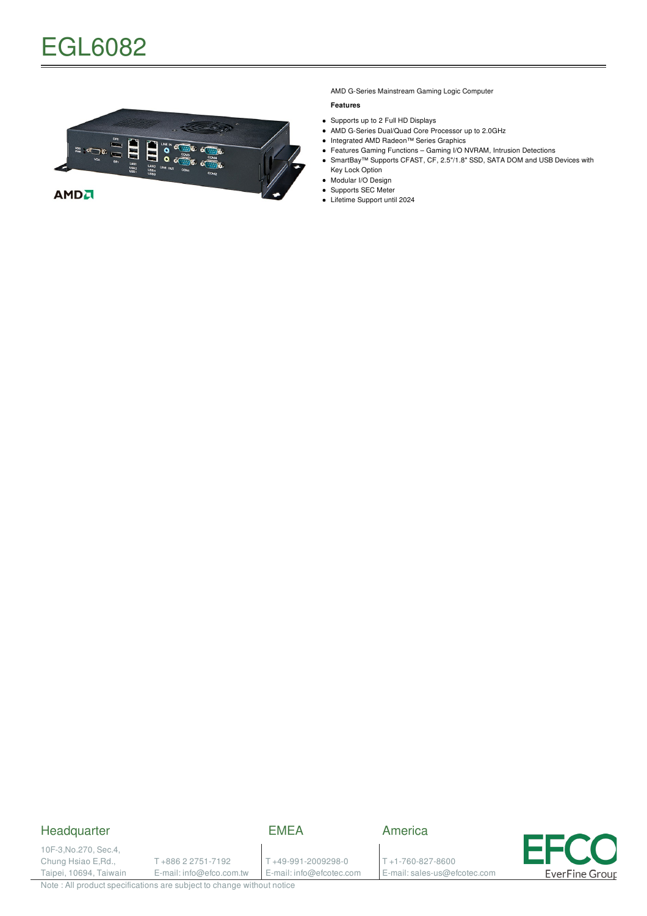# EGL6082

AMD G-Series Mainstream Gaming Logic Computer

**Features**

- Supports up to 2 Full HD Displays
- AMD G-Series Dual/Quad Core Processor up to 2.0GHz
- Integrated AMD Radeon™ Series Graphics
- Features Gaming Functions – Gaming I/O NVRAM, Intrusion Detections
- SmartBay™ Supports CFAST, CF, 2.5"/1.8" SSD, SATA DOM and USB Devices with Key Lock Option
- Modular I/O Design
- Supports SEC Meter
- Lifetime Support until 2024

## Headquarter

10F-3,No.270, Sec.4,
Chung Hsiao E,Rd.,
Taipei, 10694, Taiwain

T +886 2 2751-7192
E-mail: info@efco.com.tw

## EMEA

T +49-991-2009298-0
E-mail: info@efcotec.com

## America

T +1-760-827-8600
E-mail: sales-us@efcotec.com

EFCO EverFine Group

Note : All product specifications are subject to change without notice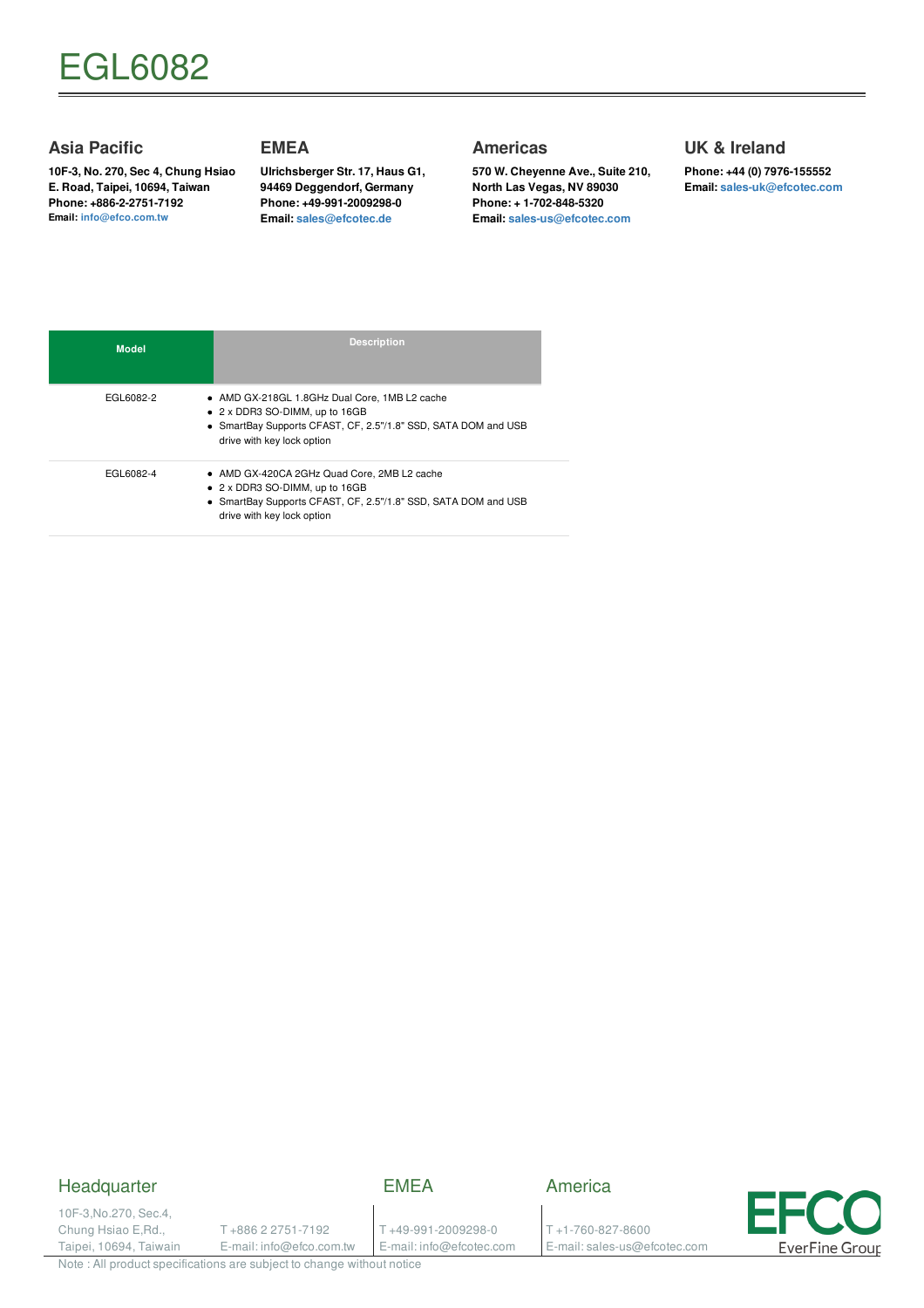# EGL6082

### Asia Pacific

**10F-3, No. 270, Sec 4, Chung Hsiao E. Road, Taipei, 10694, Taiwan**
**Phone: +886-2-2751-7192**
**Email:** info@efco.com.tw

### EMEA

**Ulrichsberger Str. 17, Haus G1, 94469 Deggendorf, Germany**
**Phone: +49-991-2009298-0**
**Email:** sales@efcotec.de

### Americas

**570 W. Cheyenne Ave., Suite 210, North Las Vegas, NV 89030**
**Phone: + 1-702-848-5320**
**Email:** sales-us@efcotec.com

### UK & Ireland

**Phone: +44 (0) 7976-155552**
**Email:** sales-uk@efcotec.com

| Model | Description |
|---|---|
| EGL6082-2 | • AMD GX-218GL 1.8GHz Dual Core, 1MB L2 cache<br>• 2 x DDR3 SO-DIMM, up to 16GB<br>• SmartBay Supports CFAST, CF, 2.5"/1.8" SSD, SATA DOM and USB drive with key lock option |
| EGL6082-4 | • AMD GX-420CA 2GHz Quad Core, 2MB L2 cache<br>• 2 x DDR3 SO-DIMM, up to 16GB<br>• SmartBay Supports CFAST, CF, 2.5"/1.8" SSD, SATA DOM and USB drive with key lock option |

Headquarter
10F-3,No.270, Sec.4, Chung Hsiao E,Rd., Taipei, 10694, Taiwan
T +886 2 2751-7192
E-mail: info@efco.com.tw

EMEA
T +49-991-2009298-0
E-mail: info@efcotec.com

America
T +1-760-827-8600
E-mail: sales-us@efcotec.com

EFCO EverFine Group

Note : All product specifications are subject to change without notice